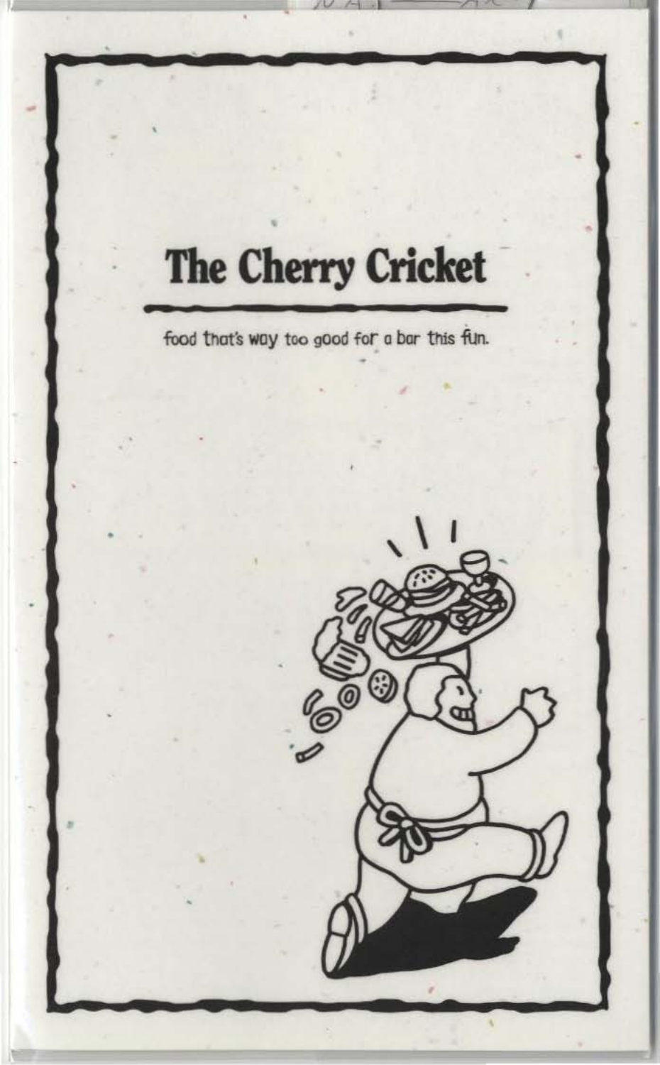# The Cherry Cricket

food that's way too good for a bar this fun.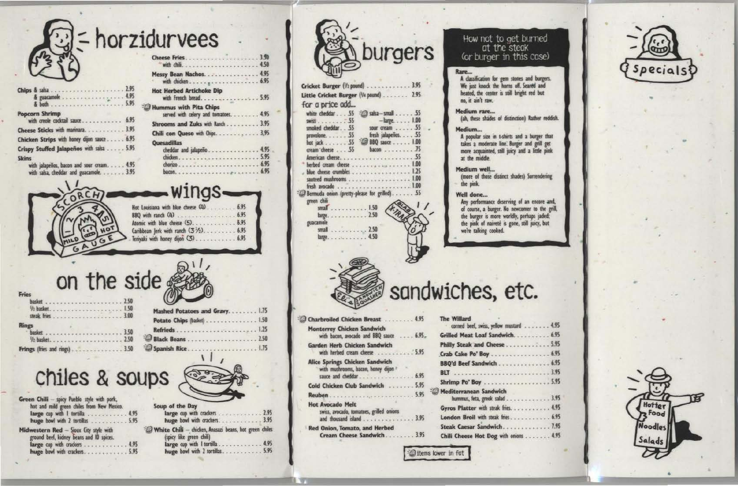# horzidurvees

- Chips & salsa ........ 2.95
  - & guacamole ........ 4.95
  - & both ........ 5.95
- **Popcorn Shrimp** with creole cocktail sauce ........ 6.95
- **Cheese Sticks** with marinara ........ 3.95
- **Chicken Strips** with honey dijon sauce ........ 6.95
- **Crispy Stuffed Jalapeños** with salsa ........ 5.95
- **Skins**
  - with jalapeños, bacon and sour cream ........ 4.95
  - with salsa, cheddar and guacamole ........ 3.95
- **Cheese Fries** ........ 3.50
  - with chili ........ 4.50
- **Messy Bean Nachos** ........ 4.95
  - with chicken ........ 6.95
- **Hot Herbed Artichoke Dip** with French bread ........ 5.95
- **Hummus with Pita Chips** served with celery and tomatoes ........ 4.95
- **Shrooms and Zuks** with Ranch ........ 3.95
- **Chili con Queso** with Chips ........ 3.95
- **Quesadillas**
  - cheddar and jalapeño ........ 4.95
  - chicken ........ 5.95
  - chorizo ........ 6.95
  - bacon ........ 6.95

## wings

SCORCH GAUGE: MILD 1 2 3 4 5 HOT

- Hot Louisiana with blue cheese (4) ........ 6.95
- BBQ with ranch (4) ........ 6.95
- Atomic with blue cheese (5) ........ 6.95
- Caribbean Jerk with ranch (3 ½) ........ 6.95
- Teriyaki with honey dijon (3) ........ 6.95

## on the side

- **Fries**
  - basket ........ 2.50
  - ½ basket ........ 1.50
  - steak fries ........ 3.00
- **Rings**
  - basket ........ 3.50
  - ½ basket ........ 2.50
- **Frings** (fries and rings) ........ 3.50
- **Mashed Potatoes and Gravy** ........ 1.75
- **Potato Chips** (basket) ........ 1.50
- **Refrieds** ........ 1.25
- **Black Beans** ........ 2.50
- **Spanish Rice** ........ 1.75

## chiles & soups

- **Green Chili** – spicy Pueblo style with pork, hot and mild green chiles from New Mexico.
  - **large** cup with 1 tortilla ........ 4.95
  - **huge** bowl with 2 tortillas ........ 5.95
- **Midwestern Red** – Sioux City style with ground beef, kidney beans and 10 spices.
  - **large** cup with crackers ........ 4.95
  - **huge** bowl with crackers ........ 5.95
- **Soup of the Day**
  - **large** cup with crackers ........ 2.95
  - **huge** bowl with crackers ........ 3.95
- **White Chili** – chicken, Anasazi beans, hot green chiles (spicy like green chili)
  - **large** cup with 1 tortilla ........ 4.95
  - **huge** bowl with 2 tortillas ........ 5.95

# burgers

- **Cricket Burger** (½ pound) ........ 3.95
- **Little Cricket Burger** (¼ pound) ........ 2.95

### for a price add...

- white cheddar ........ .55
- swiss ........ .55
- smoked cheddar ........ .55
- provolone ........ .55
- hot jack ........ .55
- cream cheese ........ .55
- salsa – small ........ .55
  - – large ........ 1.00
- sour cream ........ .55
- fresh jalapeños ........ .55
- BBQ sauce ........ 1.00
- bacon ........ .75
- American cheese ........ .55
- herbed cream cheese ........ 1.00
- blue cheese crumbles ........ 1.25
- sauteed mushrooms ........ 1.00
- fresh avocado ........ 1.00
- Bermuda onion (pretty-please for grilled) ........ .55
- green chili
  - small ........ 1.50
  - large ........ 2.50
- guacamole
  - small ........ 2.50
  - large ........ 4.50

### How not to get burned at the steak (or burger in this case)

**Rare...**
A classification for gem stones and burgers. We just knock the horns off. Seared and heated, the center is still bright red but no, it ain't raw.

**Medium rare...**
(ah, these shades of distinction) Rather reddish.

**Medium...**
A popular size in t-shirts and a burger that takes a moderate line. Burger and grill get more acquainted, still juicy and a little pink at the middle.

**Medium well...**
(more of those distinct shades) Surrendering the pink.

**Well done...**
Any performance deserving of an encore and, of course, a burger. No newcomer to the grill, the burger is more worldly, perhaps jaded; the pink of naiveté is gone, still juicy, but we're talking cooked.

# sandwiches, etc.

- **Charbroiled Chicken Breast** ........ 4.95
- **Monterrey Chicken Sandwich** with bacon, avocado and BBQ sauce ........ 6.95
- **Garden Herb Chicken Sandwich** with herbed cream cheese ........ 5.95
- **Alice Springs Chicken Sandwich** with mushrooms, bacon, honey dijon sauce and cheddar ........ 6.95
- **Cold Chicken Club Sandwich** ........ 5.95
- **Reuben** ........ 5.95
- **Hot Avocado Melt** swiss, avocado, tomatoes, grilled onions and thousand island ........ 3.95
- **Red Onion, Tomato, and Herbed Cream Cheese Sandwich** ........ 3.95
- **The Willard** corned beef, swiss, yellow mustard ........ 4.95
- **Grilled Meat Loaf Sandwich** ........ 6.95
- **Philly Steak and Cheese** ........ 5.95
- **Crab Cake Po' Boy** ........ 6.95
- **BBQ'd Beef Sandwich** ........ 6.95
- **BLT** ........ 3.95
- **Shrimp Po' Boy** ........ 5.95
- **Mediterranean Sandwich** hummus, feta, greek salad ........ 3.95
- **Gyros Platter** with steak fries ........ 4.95
- **London Broil** with steak fries ........ 6.95
- **Steak Caesar Sandwich** ........ 7.95
- **Chili Cheese Hot Dog** with onions ........ 4.95

(icon) items lower in fat

# Specials

Hotter Food · Noodles · Salads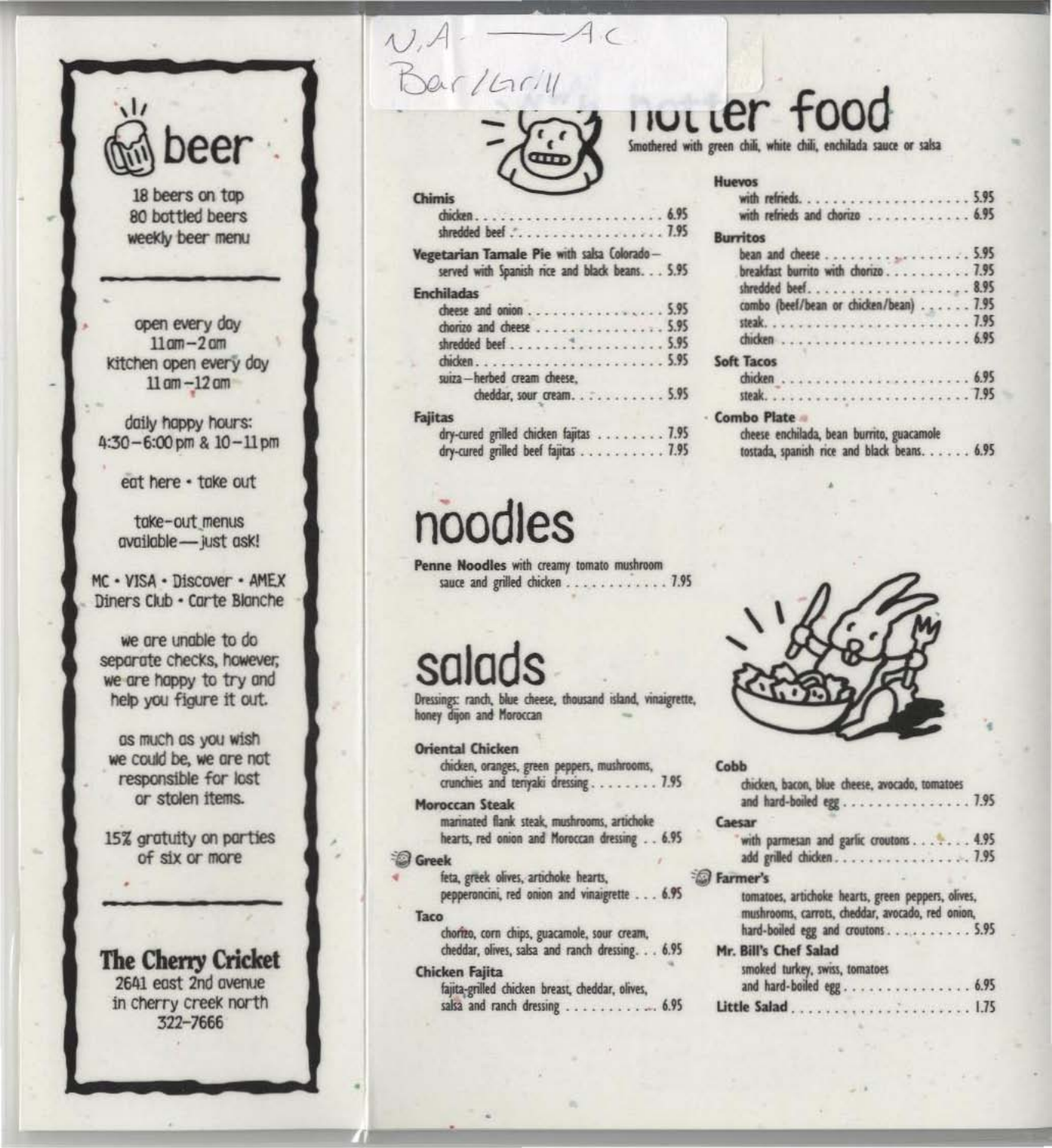N.A. — AC
Bar/Grill

# beer

18 beers on tap
80 bottled beers
weekly beer menu

---

open every day
11am–2am
kitchen open every day
11am–12am

daily happy hours:
4:30–6:00 pm & 10–11 pm

eat here • take out

take-out menus available—just ask!

MC • VISA • Discover • AMEX
Diners Club • Carte Blanche

we are unable to do separate checks, however, we are happy to try and help you figure it out.

as much as you wish we could be, we are not responsible for lost or stolen items.

15% gratuity on parties of six or more

---

**The Cherry Cricket**
2641 east 2nd avenue
in cherry creek north
322-7666

# hotter food

Smothered with green chili, white chili, enchilada sauce or salsa

**Chimis**
- chicken . . . . . . . . 6.95
- shredded beef . . . . . . . . 7.95

**Vegetarian Tamale Pie** with salsa Colorado—served with Spanish rice and black beans . . . 5.95

**Enchiladas**
- cheese and onion . . . . . . . . 5.95
- chorizo and cheese . . . . . . . . 5.95
- shredded beef . . . . . . . . 5.95
- chicken . . . . . . . . 5.95
- suiza—herbed cream cheese, cheddar, sour cream . . . . . . . . 5.95

**Fajitas**
- dry-cured grilled chicken fajitas . . . . . . . . 7.95
- dry-cured grilled beef fajitas . . . . . . . . 7.95

**Huevos**
- with refrieds . . . . . . . . 5.95
- with refrieds and chorizo . . . . . . . . 6.95

**Burritos**
- bean and cheese . . . . . . . . 5.95
- breakfast burrito with chorizo . . . . . . . . 7.95
- shredded beef . . . . . . . . 8.95
- combo (beef/bean or chicken/bean) . . . . . . . . 7.95
- steak . . . . . . . . 7.95
- chicken . . . . . . . . 6.95

**Soft Tacos**
- chicken . . . . . . . . 6.95
- steak . . . . . . . . 7.95

**Combo Plate**
cheese enchilada, bean burrito, guacamole tostada, spanish rice and black beans . . . . . . 6.95

# noodles

**Penne Noodles** with creamy tomato mushroom sauce and grilled chicken . . . . . . . . 7.95

# salads

Dressings: ranch, blue cheese, thousand island, vinaigrette, honey dijon and Moroccan

**Oriental Chicken**
chicken, oranges, green peppers, mushrooms, crunchies and teriyaki dressing . . . . . . . . 7.95

**Moroccan Steak**
marinated flank steak, mushrooms, artichoke hearts, red onion and Moroccan dressing . . 6.95

**Greek**
feta, greek olives, artichoke hearts, pepperoncini, red onion and vinaigrette . . . 6.95

**Taco**
chorizo, corn chips, guacamole, sour cream, cheddar, olives, salsa and ranch dressing . . . 6.95

**Chicken Fajita**
fajita-grilled chicken breast, cheddar, olives, salsa and ranch dressing . . . . . . . . 6.95

**Cobb**
chicken, bacon, blue cheese, avocado, tomatoes and hard-boiled egg . . . . . . . . 7.95

**Caesar**
- with parmesan and garlic croutons . . . . . . 4.95
- add grilled chicken . . . . . . . . 7.95

**Farmer's**
tomatoes, artichoke hearts, green peppers, olives, mushrooms, carrots, cheddar, avocado, red onion, hard-boiled egg and croutons . . . . . . . . 5.95

**Mr. Bill's Chef Salad**
smoked turkey, swiss, tomatoes and hard-boiled egg . . . . . . . . 6.95

**Little Salad** . . . . . . . . 1.75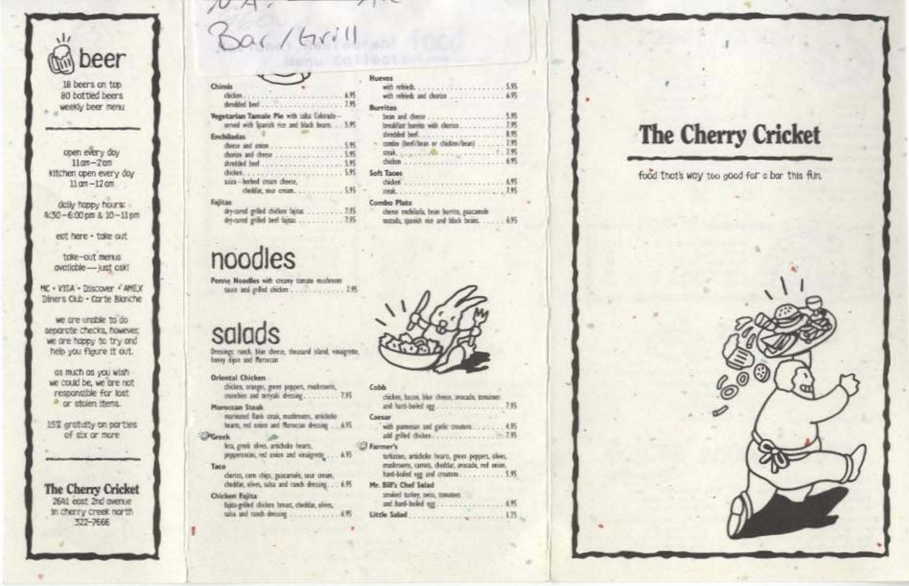# beer

18 beers on tap
80 bottled beers
weekly beer menu

open every day
11am–2am
kitchen open every day
11am–12am

daily happy hours:
4:30–6:00pm & 10–11pm

eat here • take out

take-out menus available—just ask!

MC • VISA • Discover • AMEX
Diners Club • Carte Blanche

we are unable to do separate checks, however, we are happy to try and help you figure it out.

as much as you wish we could be, we are not responsible for lost or stolen items.

15% gratuity on parties of six or more

**The Cherry Cricket**
2641 east 2nd avenue
in cherry creek north
322-7666

Bar/Grill

**Chimis**
chicken ... 6.95
shredded beef ... 7.95

**Vegetarian Tamale Pie** with salsa Colorado–served with Spanish rice and black beans ... 5.95

**Enchiladas**
cheese and onion ... 5.95
chorizo and cheese ... 5.95
shredded beef ... 5.95
chicken ... 5.95
salsa–herbed cream cheese, cheddar, sour cream ... 5.95

**Fajitas**
dry-cured grilled chicken fajitas ... 7.95
dry-cured grilled beef fajitas ... 7.95

**Huevos**
with refrieds ... 5.95
with refrieds and chorizo ... 6.95

**Burritos**
bean and cheese ... 5.95
breakfast burrito with chorizo ... 7.95
shredded beef ... 8.95
combo (beef/bean or chicken/bean) ... 7.95
steak ... 7.95
chicken ... 6.95

**Soft Tacos**
chicken ... 6.95
steak ... 7.95

**Combo Plate**
cheese enchilada, bean burrito, guacamole tostada, spanish rice and black beans ... 6.95

# noodles

**Penne Noodles** with creamy tomato mushroom sauce and grilled chicken ... 7.95

# salads

Dressings: ranch, blue cheese, thousand island, vinaigrette, honey dijon and Moroccan

**Oriental Chicken**
chicken, oranges, green peppers, mushrooms, crunchies and teriyaki dressing ... 7.95

**Moroccan Steak**
marinated flank steak, mushrooms, artichoke hearts, red onion and Moroccan dressing ... 6.95

**Greek**
feta, greek olives, artichoke hearts, pepperoncinis, red onion and vinaigrette ... 6.95

**Taco**
chorizo, corn chips, guacamole, sour cream, cheddar, olives, salsa and ranch dressing ... 6.95

**Chicken Fajita**
fajita-grilled chicken breast, cheddar, olives, salsa and ranch dressing ... 6.95

**Cobb**
chicken, bacon, blue cheese, avocado, tomatoes and hard-boiled egg ... 7.95

**Caesar**
with parmesan and garlic croutons ... 4.95
add grilled chicken ... 7.95

**Farmer's**
tomatoes, artichoke hearts, green peppers, olives, mushrooms, carrots, cheddar, avocado, red onion, hard-boiled egg and croutons ... 5.95

**Mr. Bill's Chef Salad**
smoked turkey, swiss, tomatoes and hard-boiled egg ... 6.95

**Little Salad** ... 1.75

# The Cherry Cricket

food that's way too good for a bar this fun.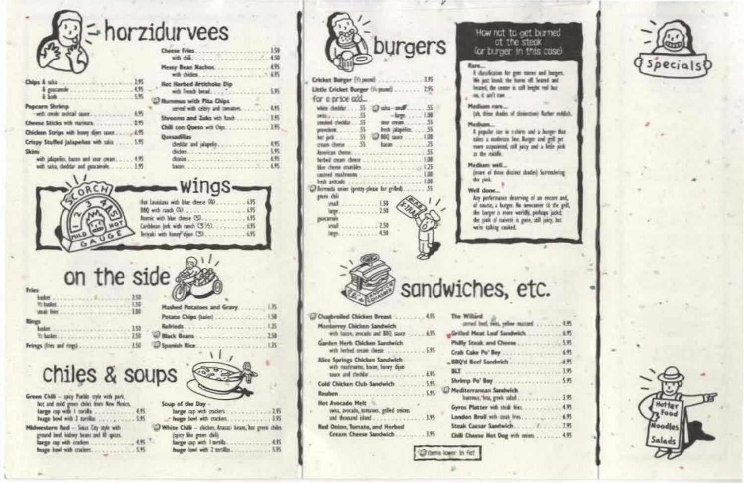# horzidurvees

Chips & salsa ........ 2.95
& guacamole ........ 4.95
& both ........ 5.95

**Popcorn Shrimp**
with creole cocktail sauce ........ 6.95

Cheese Sticks with marinara ........ 3.95

Chicken Strips with honey dijon sauce ........ 4.95

Crispy Stuffed Jalapeños with salsa ........ 5.95

**Skins**
with jalapeños, bacon and sour cream ........ 4.95
with salsa, cheddar and guacamole ........ 3.95

**Cheese Fries** ........ 3.50
with chili ........ 4.50

**Messy Bean Nachos** ........ 4.95
with chicken ........ 6.95

**Hot Herbed Artichoke Dip**
with French bread ........ 5.95

**Hummus with Pita Chips**
served with celery and tomatoes ........ 4.95

Shrooms and Zuks with Ranch ........ 3.95

Chili con Queso with Chips ........ 3.95

**Quesadillas**
cheddar and jalapeño ........ 4.95
chicken ........ 5.95
chorizo ........ 6.95
bacon ........ 4.95

## wings

SCORCH GAUGE: MILD 1 2 3 4 5 HOT

Hot Louisiana with blue cheese (4) ........ 6.95
BBQ with ranch (4) ........ 6.95
Atomic with blue cheese (5) ........ 6.95
Caribbean Jerk with ranch (3 ½) ........ 6.95
Teriyaki with honey dijon (3) ........ 6.95

## on the side

**Fries**
basket ........ 2.50
½ basket ........ 1.50
steak fries ........ 3.00

**Rings**
basket ........ 3.50
½ basket ........ 2.50

Frings (fries and rings) ........ 3.50

Mashed Potatoes and Gravy ........ 1.75
Potato Chips (baked) ........ 1.50
Refrieds ........ 1.25
Black Beans ........ 2.50
Spanish Rice ........ 1.25

## chiles & soups

**Green Chili** – spicy Pueblo style with pork, hot and mild green chiles from New Mexico.
large cup with 1 tortilla ........ 4.95
huge bowl with 2 tortillas ........ 5.95

**Midwestern Red** – Sioux City style with ground beef, kidney beans and 18 spices.
large cup with crackers ........ 4.95
huge bowl with crackers ........ 5.95

**Soup of the Day**
large cup with crackers ........ 2.95
huge bowl with crackers ........ 3.95

**White Chili** – chicken, Anasazi beans, hot green chiles (spicy like green chili)
large cup with 1 tortilla ........ 4.95
huge bowl with 2 tortillas ........ 5.95

# burgers

Cricket Burger (½ pound) ........ 3.95
Little Cricket Burger (¼ pound) ........ 2.95

**For a price add...**

white cheddar ... .55
swiss ... .55
smoked cheddar ... .55
provolone ... .55
hot jack ... .55
cream cheese ... .55
American cheese ... .55
herbed cream cheese ... 1.00
blue cheese crumbles ... 1.25
sautéed mushrooms ... 1.00
fresh avocado ... 1.00
salsa – small ... .55
– large ... 1.00
sour cream ... .55
fresh jalapeños ... .55
BBQ sauce ... 1.00
bacon ... .75
Bermuda onion (pretty-please for grilled) ... .55
green chili
small ... 1.50
large ... 2.50
guacamole
small ... 2.50
large ... 4.50

### How not to get burned at the steak (or burger in this case)

**Rare...**
A classification for gem stones and burgers. We just knock the horns off. Seared and heated, the center is still bright red but no, it ain't raw.

**Medium rare...**
(ah, those shades of distinction) Rather reddish.

**Medium...**
A popular size in t-shirts and a burger that takes a moderate line. Burger and grill get more acquainted, still juicy and a little pink at the middle.

**Medium well...**
(more of those distinct shades) Surrendering the pink.

**Well done...**
Any performance deserving of an encore and, of course, a burger. No newcomer to the grill, the burger is more worldly, perhaps jaded. The pink of naiveté is gone, still juicy, but we're talking cooked.

# sandwiches, etc.

Charbroiled Chicken Breast ........ 4.95

**Monterrey Chicken Sandwich**
with bacon, avocado and BBQ sauce ........ 6.95

**Garden Herb Chicken Sandwich**
with herbed cream cheese ........ 5.95

**Alice Springs Chicken Sandwich**
with mushrooms, bacon, honey dijon sauce and cheddar ........ 6.95

Cold Chicken Club Sandwich ........ 5.95

Reuben ........ 5.95

**Hot Avocado Melt**
swiss, avocado, tomatoes, grilled onions and thousand island ........ 3.95

Red Onion, Tomato, and Herbed Cream Cheese Sandwich ........ 3.95

**The Willard**
corned beef, swiss, yellow mustard ........ 4.95

Grilled Meat Loaf Sandwich ........ 6.95

Philly Steak and Cheese ........ 5.95

Crab Cake Po' Boy ........ 6.95

BBQ'd Beef Sandwich ........ 4.95

BLT ........ 3.95

Shrimp Po' Boy ........ 5.95

**Mediterranean Sandwich**
hummus, feta, greek salad ........ 3.95

Gyros Platter with steak fries ........ 4.95

London Broil with steak fries ........ 6.95

Steak Caesar Sandwich ........ 7.95

Chili Cheese Hot Dog with onions ........ 4.95

Items lower in fat

# Specials

Hotter Food
Noodles
Salads